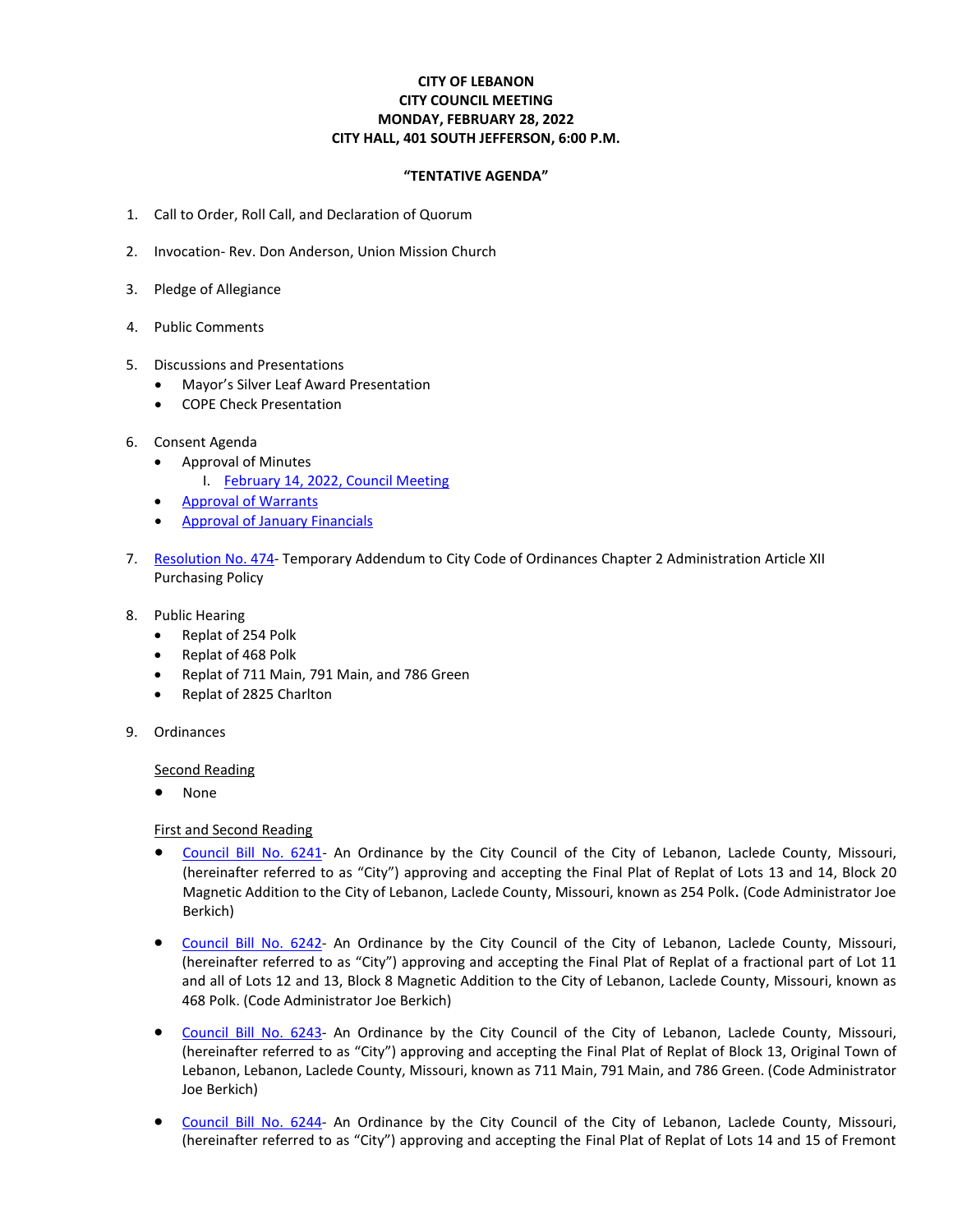**CITY OF LEBANON**
**CITY COUNCIL MEETING**
**MONDAY, FEBRUARY 28, 2022**
**CITY HALL, 401 SOUTH JEFFERSON, 6:00 P.M.**

**"TENTATIVE AGENDA"**

1. Call to Order, Roll Call, and Declaration of Quorum

2. Invocation- Rev. Don Anderson, Union Mission Church

3. Pledge of Allegiance

4. Public Comments

5. Discussions and Presentations
   - Mayor's Silver Leaf Award Presentation
   - COPE Check Presentation

6. Consent Agenda
   - Approval of Minutes
     I. February 14, 2022, Council Meeting
   - Approval of Warrants
   - Approval of January Financials

7. Resolution No. 474- Temporary Addendum to City Code of Ordinances Chapter 2 Administration Article XII Purchasing Policy

8. Public Hearing
   - Replat of 254 Polk
   - Replat of 468 Polk
   - Replat of 711 Main, 791 Main, and 786 Green
   - Replat of 2825 Charlton

9. Ordinances

   Second Reading
   - None

   First and Second Reading
   - Council Bill No. 6241- An Ordinance by the City Council of the City of Lebanon, Laclede County, Missouri, (hereinafter referred to as "City") approving and accepting the Final Plat of Replat of Lots 13 and 14, Block 20 Magnetic Addition to the City of Lebanon, Laclede County, Missouri, known as 254 Polk. (Code Administrator Joe Berkich)

   - Council Bill No. 6242- An Ordinance by the City Council of the City of Lebanon, Laclede County, Missouri, (hereinafter referred to as "City") approving and accepting the Final Plat of Replat of a fractional part of Lot 11 and all of Lots 12 and 13, Block 8 Magnetic Addition to the City of Lebanon, Laclede County, Missouri, known as 468 Polk. (Code Administrator Joe Berkich)

   - Council Bill No. 6243- An Ordinance by the City Council of the City of Lebanon, Laclede County, Missouri, (hereinafter referred to as "City") approving and accepting the Final Plat of Replat of Block 13, Original Town of Lebanon, Lebanon, Laclede County, Missouri, known as 711 Main, 791 Main, and 786 Green. (Code Administrator Joe Berkich)

   - Council Bill No. 6244- An Ordinance by the City Council of the City of Lebanon, Laclede County, Missouri, (hereinafter referred to as "City") approving and accepting the Final Plat of Replat of Lots 14 and 15 of Fremont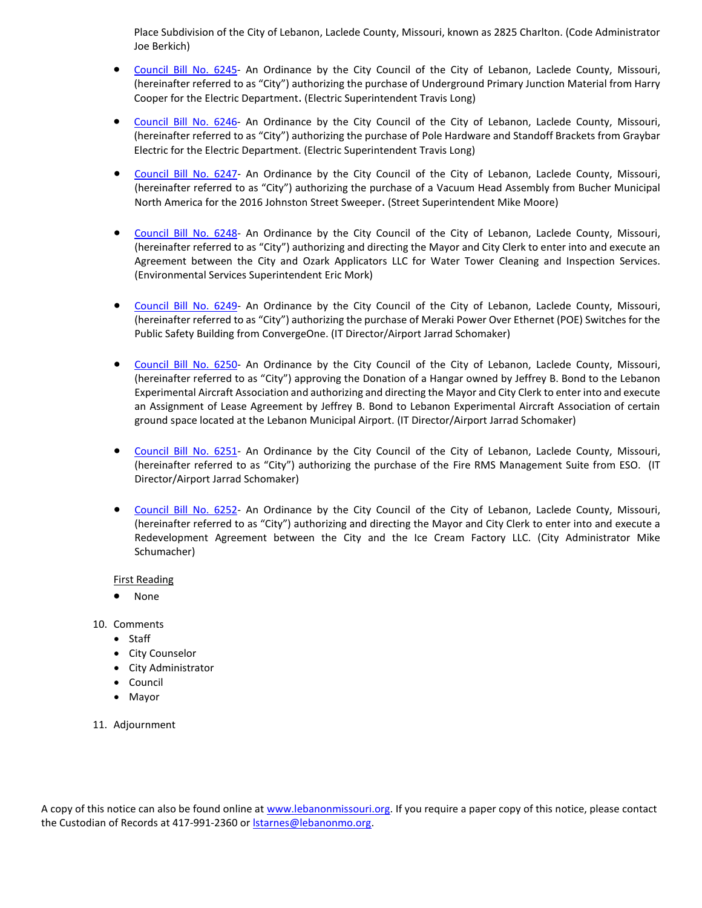Place Subdivision of the City of Lebanon, Laclede County, Missouri, known as 2825 Charlton. (Code Administrator Joe Berkich)

- Council Bill No. 6245- An Ordinance by the City Council of the City of Lebanon, Laclede County, Missouri, (hereinafter referred to as "City") authorizing the purchase of Underground Primary Junction Material from Harry Cooper for the Electric Department. (Electric Superintendent Travis Long)
- Council Bill No. 6246- An Ordinance by the City Council of the City of Lebanon, Laclede County, Missouri, (hereinafter referred to as "City") authorizing the purchase of Pole Hardware and Standoff Brackets from Graybar Electric for the Electric Department. (Electric Superintendent Travis Long)
- Council Bill No. 6247- An Ordinance by the City Council of the City of Lebanon, Laclede County, Missouri, (hereinafter referred to as "City") authorizing the purchase of a Vacuum Head Assembly from Bucher Municipal North America for the 2016 Johnston Street Sweeper. (Street Superintendent Mike Moore)
- Council Bill No. 6248- An Ordinance by the City Council of the City of Lebanon, Laclede County, Missouri, (hereinafter referred to as "City") authorizing and directing the Mayor and City Clerk to enter into and execute an Agreement between the City and Ozark Applicators LLC for Water Tower Cleaning and Inspection Services. (Environmental Services Superintendent Eric Mork)
- Council Bill No. 6249- An Ordinance by the City Council of the City of Lebanon, Laclede County, Missouri, (hereinafter referred to as "City") authorizing the purchase of Meraki Power Over Ethernet (POE) Switches for the Public Safety Building from ConvergeOne. (IT Director/Airport Jarrad Schomaker)
- Council Bill No. 6250- An Ordinance by the City Council of the City of Lebanon, Laclede County, Missouri, (hereinafter referred to as "City") approving the Donation of a Hangar owned by Jeffrey B. Bond to the Lebanon Experimental Aircraft Association and authorizing and directing the Mayor and City Clerk to enter into and execute an Assignment of Lease Agreement by Jeffrey B. Bond to Lebanon Experimental Aircraft Association of certain ground space located at the Lebanon Municipal Airport. (IT Director/Airport Jarrad Schomaker)
- Council Bill No. 6251- An Ordinance by the City Council of the City of Lebanon, Laclede County, Missouri, (hereinafter referred to as "City") authorizing the purchase of the Fire RMS Management Suite from ESO. (IT Director/Airport Jarrad Schomaker)
- Council Bill No. 6252- An Ordinance by the City Council of the City of Lebanon, Laclede County, Missouri, (hereinafter referred to as "City") authorizing and directing the Mayor and City Clerk to enter into and execute a Redevelopment Agreement between the City and the Ice Cream Factory LLC. (City Administrator Mike Schumacher)

First Reading

- None

10. Comments
    - Staff
    - City Counselor
    - City Administrator
    - Council
    - Mayor

11. Adjournment

A copy of this notice can also be found online at www.lebanonmissouri.org. If you require a paper copy of this notice, please contact the Custodian of Records at 417-991-2360 or lstarnes@lebanonmo.org.